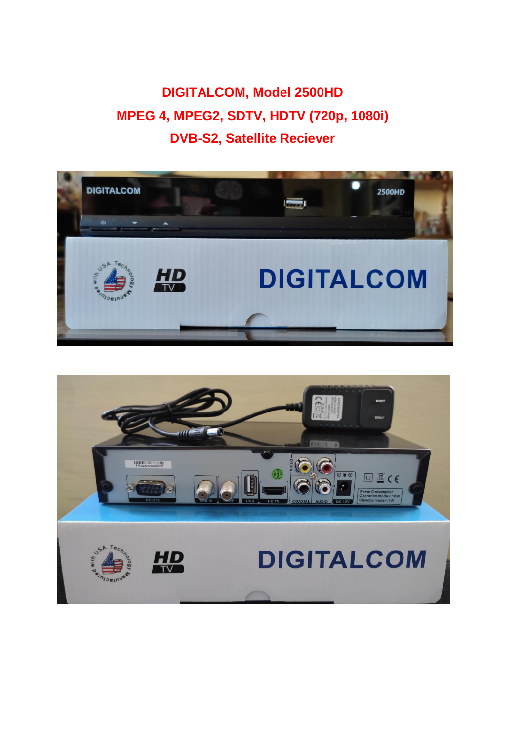# DIGITALCOM, Model 2500HD

## MPEG 4, MPEG2, SDTV, HDTV (720p, 1080i)

## DVB-S2, Satellite Reciever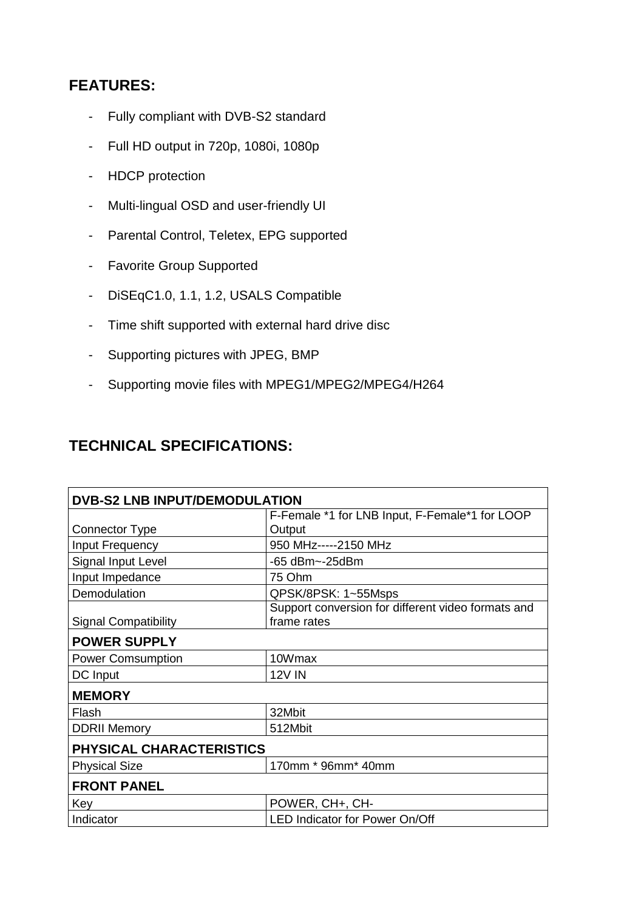## FEATURES:

- Fully compliant with DVB-S2 standard
- Full HD output in 720p, 1080i, 1080p
- HDCP protection
- Multi-lingual OSD and user-friendly UI
- Parental Control, Teletex, EPG supported
- Favorite Group Supported
- DiSEqC1.0, 1.1, 1.2, USALS Compatible
- Time shift supported with external hard drive disc
- Supporting pictures with JPEG, BMP
- Supporting movie files with MPEG1/MPEG2/MPEG4/H264

## TECHNICAL SPECIFICATIONS:

| **DVB-S2 LNB INPUT/DEMODULATION** | |
|---|---|
| Connector Type | F-Female *1 for LNB Input, F-Female*1 for LOOP Output |
| Input Frequency | 950 MHz-----2150 MHz |
| Signal Input Level | -65 dBm~-25dBm |
| Input Impedance | 75 Ohm |
| Demodulation | QPSK/8PSK: 1~55Msps |
| Signal Compatibility | Support conversion for different video formats and frame rates |
| **POWER SUPPLY** | |
| Power Comsumption | 10Wmax |
| DC Input | 12V IN |
| **MEMORY** | |
| Flash | 32Mbit |
| DDRII Memory | 512Mbit |
| **PHYSICAL CHARACTERISTICS** | |
| Physical Size | 170mm * 96mm* 40mm |
| **FRONT PANEL** | |
| Key | POWER, CH+, CH- |
| Indicator | LED Indicator for Power On/Off |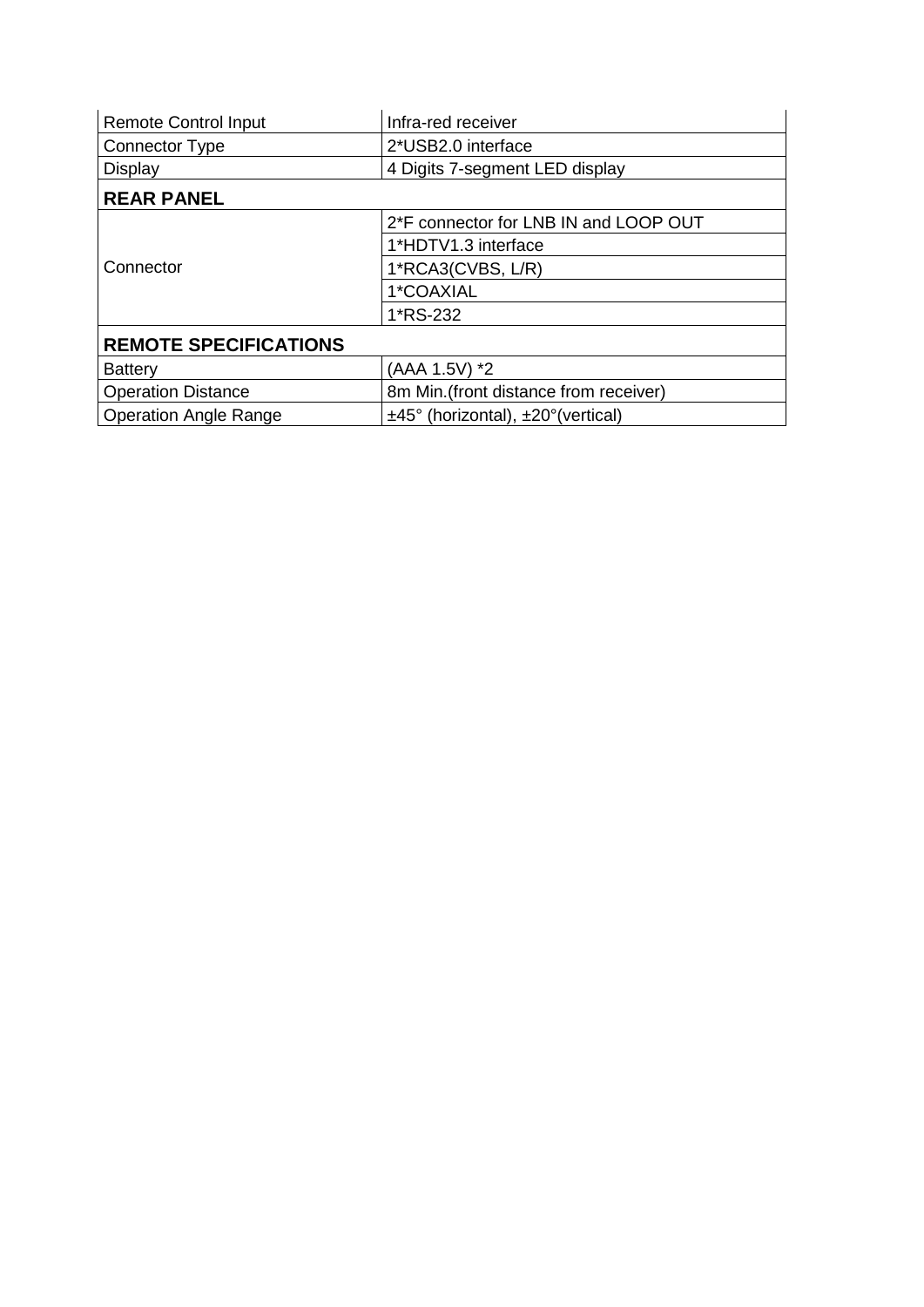| | |
|---|---|
| Remote Control Input | Infra-red receiver |
| Connector Type | 2*USB2.0 interface |
| Display | 4 Digits 7-segment LED display |
| **REAR PANEL** | |
| Connector | 2*F connector for LNB IN and LOOP OUT |
| | 1*HDTV1.3 interface |
| | 1*RCA3(CVBS, L/R) |
| | 1*COAXIAL |
| | 1*RS-232 |
| **REMOTE SPECIFICATIONS** | |
| Battery | (AAA 1.5V) *2 |
| Operation Distance | 8m Min.(front distance from receiver) |
| Operation Angle Range | ±45° (horizontal), ±20°(vertical) |